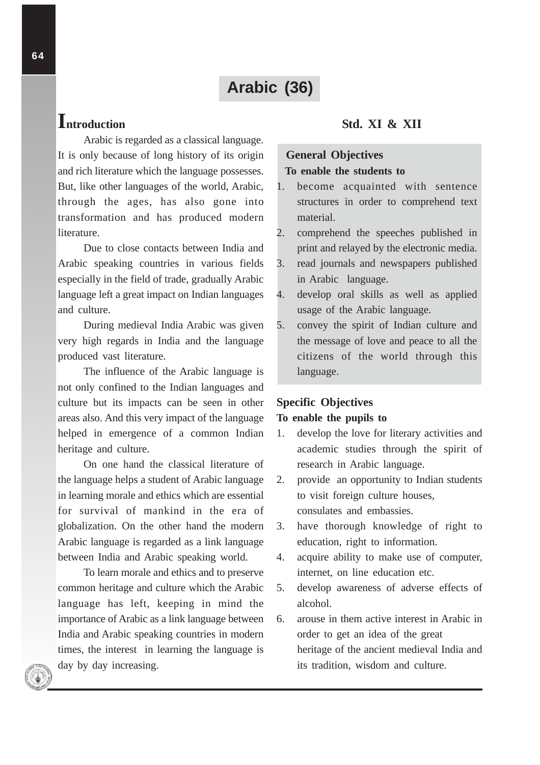# Arabic (36)

## Introduction

Arabic is regarded as a classical language. It is only because of long history of its origin and rich literature which the language possesses. But, like other languages of the world, Arabic, through the ages, has also gone into transformation and has produced modern literature.

Due to close contacts between India and Arabic speaking countries in various fields especially in the field of trade, gradually Arabic language left a great impact on Indian languages and culture.

During medieval India Arabic was given very high regards in India and the language produced vast literature.

The influence of the Arabic language is not only confined to the Indian languages and culture but its impacts can be seen in other areas also. And this very impact of the language helped in emergence of a common Indian heritage and culture.

On one hand the classical literature of the language helps a student of Arabic language in learning morale and ethics which are essential for survival of mankind in the era of globalization. On the other hand the modern Arabic language is regarded as a link language between India and Arabic speaking world.

To learn morale and ethics and to preserve common heritage and culture which the Arabic language has left, keeping in mind the importance of Arabic as a link language between India and Arabic speaking countries in modern times, the interest in learning the language is day by day increasing.

## Std. XI & XII

### General Objectives

**To enable the students to**

1. become acquainted with sentence structures in order to comprehend text material.
2. comprehend the speeches published in print and relayed by the electronic media.
3. read journals and newspapers published in Arabic language.
4. develop oral skills as well as applied usage of the Arabic language.
5. convey the spirit of Indian culture and the message of love and peace to all the citizens of the world through this language.

### Specific Objectives

**To enable the pupils to**

1. develop the love for literary activities and academic studies through the spirit of research in Arabic language.
2. provide an opportunity to Indian students to visit foreign culture houses, consulates and embassies.
3. have thorough knowledge of right to education, right to information.
4. acquire ability to make use of computer, internet, on line education etc.
5. develop awareness of adverse effects of alcohol.
6. arouse in them active interest in Arabic in order to get an idea of the great heritage of the ancient medieval India and its tradition, wisdom and culture.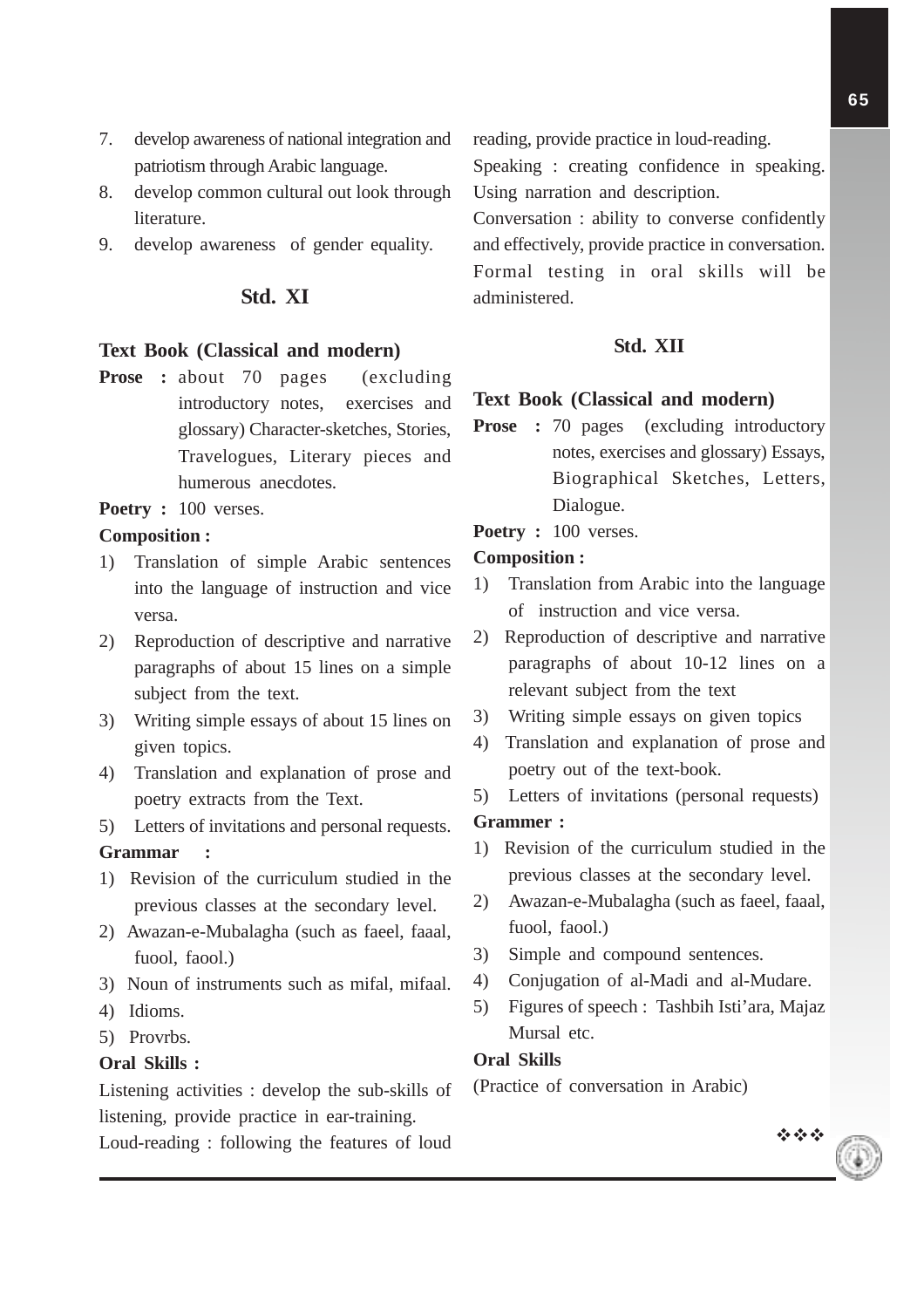7. develop awareness of national integration and patriotism through Arabic language.
8. develop common cultural out look through literature.
9. develop awareness of gender equality.

## Std. XI

### Text Book (Classical and modern)

**Prose :** about 70 pages (excluding introductory notes, exercises and glossary) Character-sketches, Stories, Travelogues, Literary pieces and humerous anecdotes.

**Poetry :** 100 verses.

**Composition :**

1) Translation of simple Arabic sentences into the language of instruction and vice versa.
2) Reproduction of descriptive and narrative paragraphs of about 15 lines on a simple subject from the text.
3) Writing simple essays of about 15 lines on given topics.
4) Translation and explanation of prose and poetry extracts from the Text.
5) Letters of invitations and personal requests.

**Grammar :**

1) Revision of the curriculum studied in the previous classes at the secondary level.
2) Awazan-e-Mubalagha (such as faeel, faaal, fuool, faool.)
3) Noun of instruments such as mifal, mifaal.
4) Idioms.
5) Provrbs.

**Oral Skills :**

Listening activities : develop the sub-skills of listening, provide practice in ear-training.

Loud-reading : following the features of loud reading, provide practice in loud-reading.

Speaking : creating confidence in speaking. Using narration and description.

Conversation : ability to converse confidently and effectively, provide practice in conversation. Formal testing in oral skills will be administered.

## Std. XII

### Text Book (Classical and modern)

**Prose :** 70 pages (excluding introductory notes, exercises and glossary) Essays, Biographical Sketches, Letters, Dialogue.

**Poetry :** 100 verses.

**Composition :**

1) Translation from Arabic into the language of instruction and vice versa.
2) Reproduction of descriptive and narrative paragraphs of about 10-12 lines on a relevant subject from the text
3) Writing simple essays on given topics
4) Translation and explanation of prose and poetry out of the text-book.
5) Letters of invitations (personal requests)

**Grammer :**

1) Revision of the curriculum studied in the previous classes at the secondary level.
2) Awazan-e-Mubalagha (such as faeel, faaal, fuool, faool.)
3) Simple and compound sentences.
4) Conjugation of al-Madi and al-Mudare.
5) Figures of speech : Tashbih Isti'ara, Majaz Mursal etc.

**Oral Skills**

(Practice of conversation in Arabic)

❖❖❖